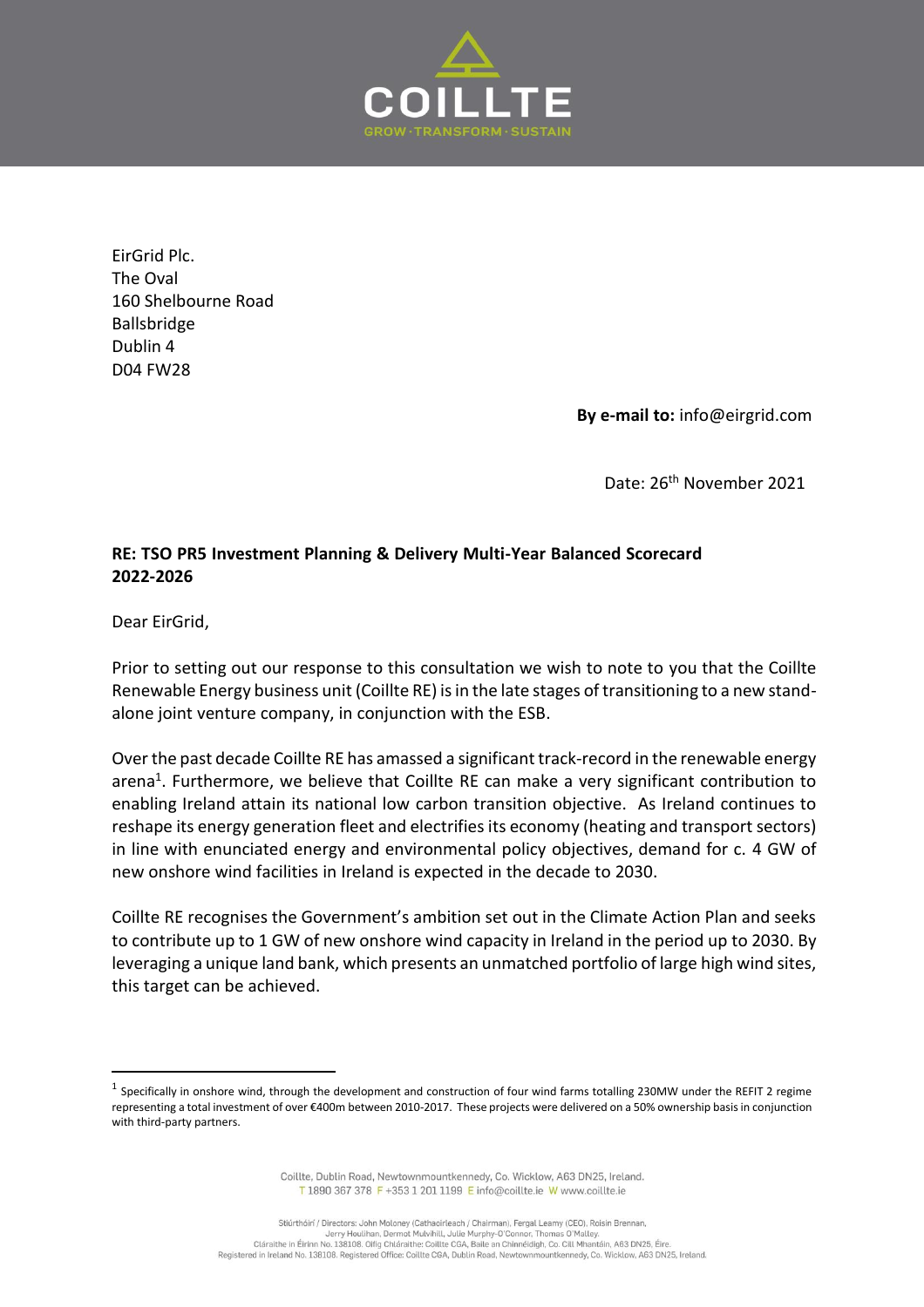COILLTE

GROW · TRANSFORM · SUSTAIN

EirGrid Plc.
The Oval
160 Shelbourne Road
Ballsbridge
Dublin 4
D04 FW28

**By e-mail to:** info@eirgrid.com

Date: 26th November 2021

**RE: TSO PR5 Investment Planning & Delivery Multi-Year Balanced Scorecard 2022-2026**

Dear EirGrid,

Prior to setting out our response to this consultation we wish to note to you that the Coillte Renewable Energy business unit (Coillte RE) is in the late stages of transitioning to a new stand-alone joint venture company, in conjunction with the ESB.

Over the past decade Coillte RE has amassed a significant track-record in the renewable energy arena[1]. Furthermore, we believe that Coillte RE can make a very significant contribution to enabling Ireland attain its national low carbon transition objective. As Ireland continues to reshape its energy generation fleet and electrifies its economy (heating and transport sectors) in line with enunciated energy and environmental policy objectives, demand for c. 4 GW of new onshore wind facilities in Ireland is expected in the decade to 2030.

Coillte RE recognises the Government's ambition set out in the Climate Action Plan and seeks to contribute up to 1 GW of new onshore wind capacity in Ireland in the period up to 2030. By leveraging a unique land bank, which presents an unmatched portfolio of large high wind sites, this target can be achieved.

[1] Specifically in onshore wind, through the development and construction of four wind farms totalling 230MW under the REFIT 2 regime representing a total investment of over €400m between 2010-2017. These projects were delivered on a 50% ownership basis in conjunction with third-party partners.

Coillte, Dublin Road, Newtownmountkennedy, Co. Wicklow, A63 DN25, Ireland.
T 1890 367 378 F +353 1 201 1199 E info@coillte.ie W www.coillte.ie

Stiúrthóirí / Directors: John Moloney (Cathaoirleach / Chairman), Fergal Leamy (CEO), Roisin Brennan, Jerry Houlihan, Dermot Mulvihill, Julie Murphy-O'Connor, Thomas O'Malley.
Cláraithe in Éirinn No. 138108. Oifig Chláraithe: Coillte CGA, Baile an Chinnéidigh, Co. Cill Mhantáin, A63 DN25, Éire.
Registered in Ireland No. 138108. Registered Office: Coillte CGA, Dublin Road, Newtownmountkennedy, Co. Wicklow, A63 DN25, Ireland.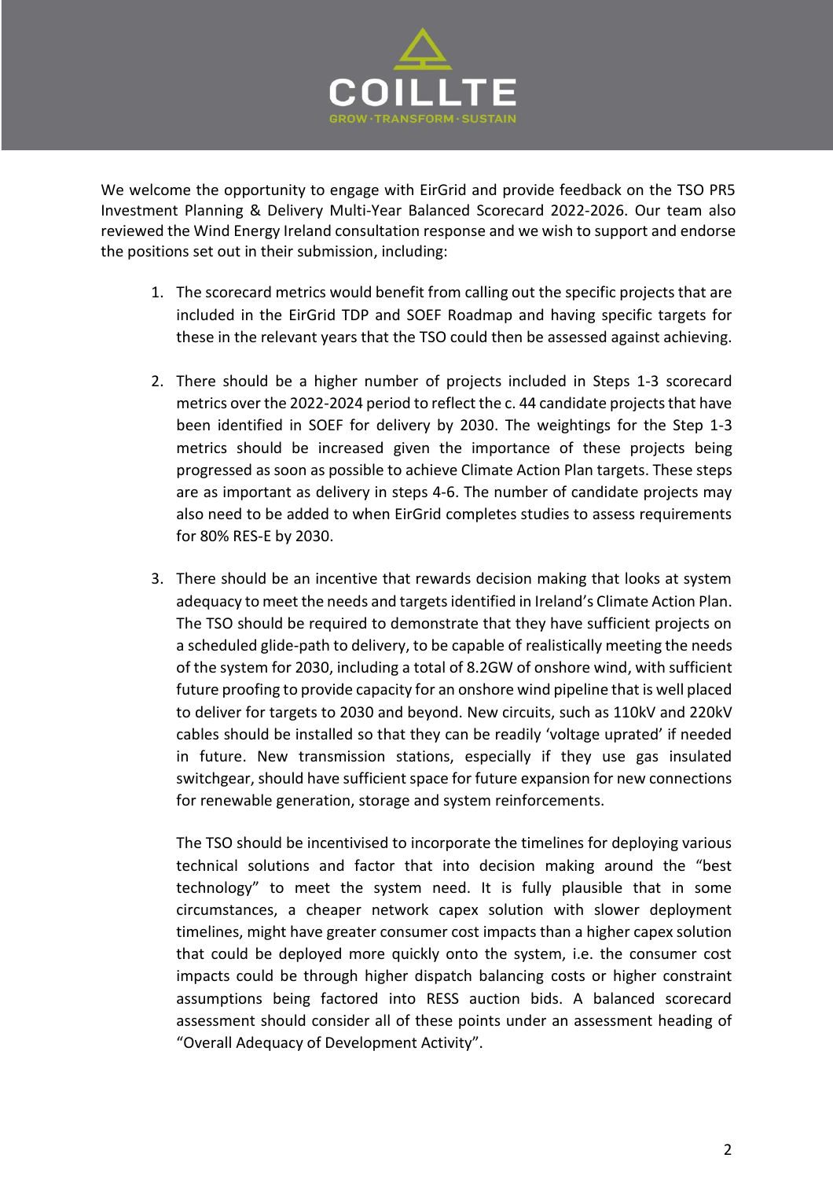We welcome the opportunity to engage with EirGrid and provide feedback on the TSO PR5 Investment Planning & Delivery Multi-Year Balanced Scorecard 2022-2026. Our team also reviewed the Wind Energy Ireland consultation response and we wish to support and endorse the positions set out in their submission, including:

1. The scorecard metrics would benefit from calling out the specific projects that are included in the EirGrid TDP and SOEF Roadmap and having specific targets for these in the relevant years that the TSO could then be assessed against achieving.

2. There should be a higher number of projects included in Steps 1-3 scorecard metrics over the 2022-2024 period to reflect the c. 44 candidate projects that have been identified in SOEF for delivery by 2030. The weightings for the Step 1-3 metrics should be increased given the importance of these projects being progressed as soon as possible to achieve Climate Action Plan targets. These steps are as important as delivery in steps 4-6. The number of candidate projects may also need to be added to when EirGrid completes studies to assess requirements for 80% RES-E by 2030.

3. There should be an incentive that rewards decision making that looks at system adequacy to meet the needs and targets identified in Ireland's Climate Action Plan. The TSO should be required to demonstrate that they have sufficient projects on a scheduled glide-path to delivery, to be capable of realistically meeting the needs of the system for 2030, including a total of 8.2GW of onshore wind, with sufficient future proofing to provide capacity for an onshore wind pipeline that is well placed to deliver for targets to 2030 and beyond. New circuits, such as 110kV and 220kV cables should be installed so that they can be readily 'voltage uprated' if needed in future. New transmission stations, especially if they use gas insulated switchgear, should have sufficient space for future expansion for new connections for renewable generation, storage and system reinforcements.

   The TSO should be incentivised to incorporate the timelines for deploying various technical solutions and factor that into decision making around the "best technology" to meet the system need. It is fully plausible that in some circumstances, a cheaper network capex solution with slower deployment timelines, might have greater consumer cost impacts than a higher capex solution that could be deployed more quickly onto the system, i.e. the consumer cost impacts could be through higher dispatch balancing costs or higher constraint assumptions being factored into RESS auction bids. A balanced scorecard assessment should consider all of these points under an assessment heading of "Overall Adequacy of Development Activity".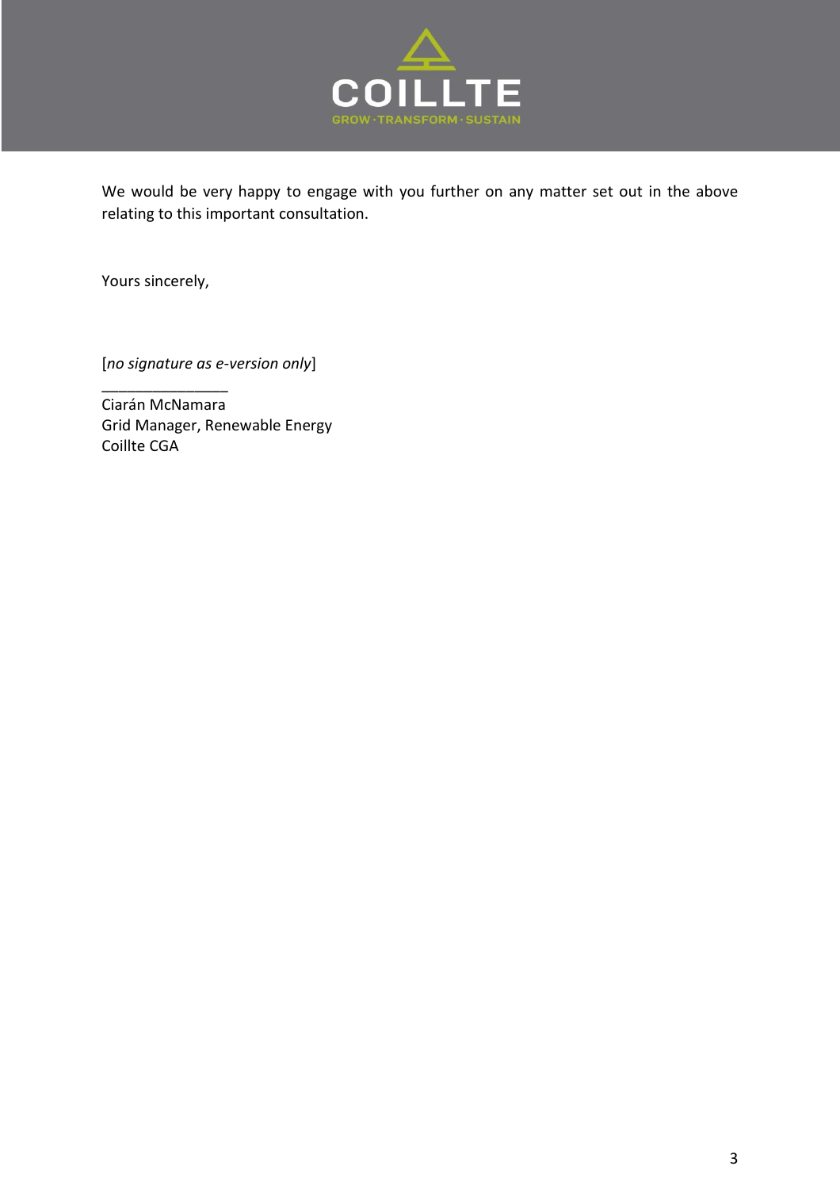We would be very happy to engage with you further on any matter set out in the above relating to this important consultation.

Yours sincerely,

[*no signature as e-version only*]

_______________

Ciarán McNamara
Grid Manager, Renewable Energy
Coillte CGA